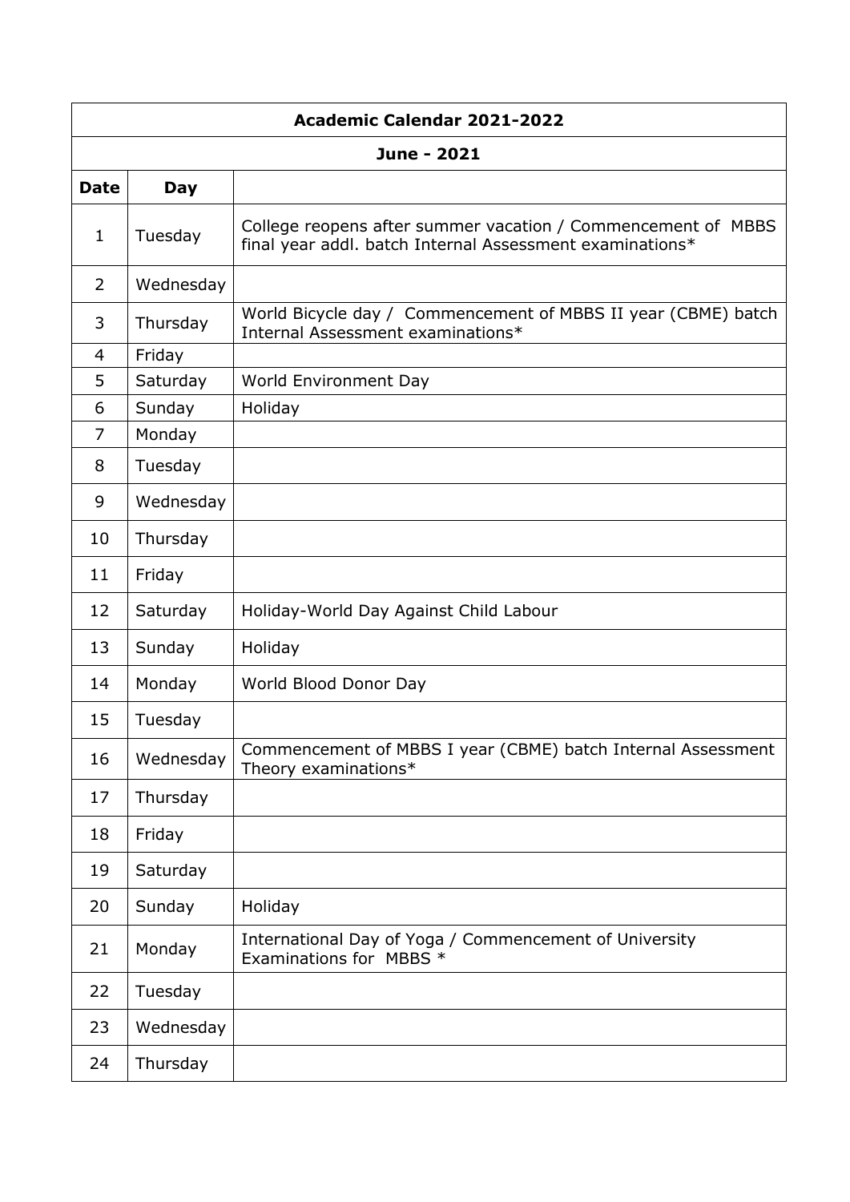| Academic Calendar 2021-2022 | | |
|---|---|---|
| **June - 2021** | | |
| **Date** | **Day** | |
| 1 | Tuesday | College reopens after summer vacation / Commencement of MBBS final year addl. batch Internal Assessment examinations* |
| 2 | Wednesday | |
| 3 | Thursday | World Bicycle day / Commencement of MBBS II year (CBME) batch Internal Assessment examinations* |
| 4 | Friday | |
| 5 | Saturday | World Environment Day |
| 6 | Sunday | Holiday |
| 7 | Monday | |
| 8 | Tuesday | |
| 9 | Wednesday | |
| 10 | Thursday | |
| 11 | Friday | |
| 12 | Saturday | Holiday-World Day Against Child Labour |
| 13 | Sunday | Holiday |
| 14 | Monday | World Blood Donor Day |
| 15 | Tuesday | |
| 16 | Wednesday | Commencement of MBBS I year (CBME) batch Internal Assessment Theory examinations* |
| 17 | Thursday | |
| 18 | Friday | |
| 19 | Saturday | |
| 20 | Sunday | Holiday |
| 21 | Monday | International Day of Yoga / Commencement of University Examinations for MBBS * |
| 22 | Tuesday | |
| 23 | Wednesday | |
| 24 | Thursday | |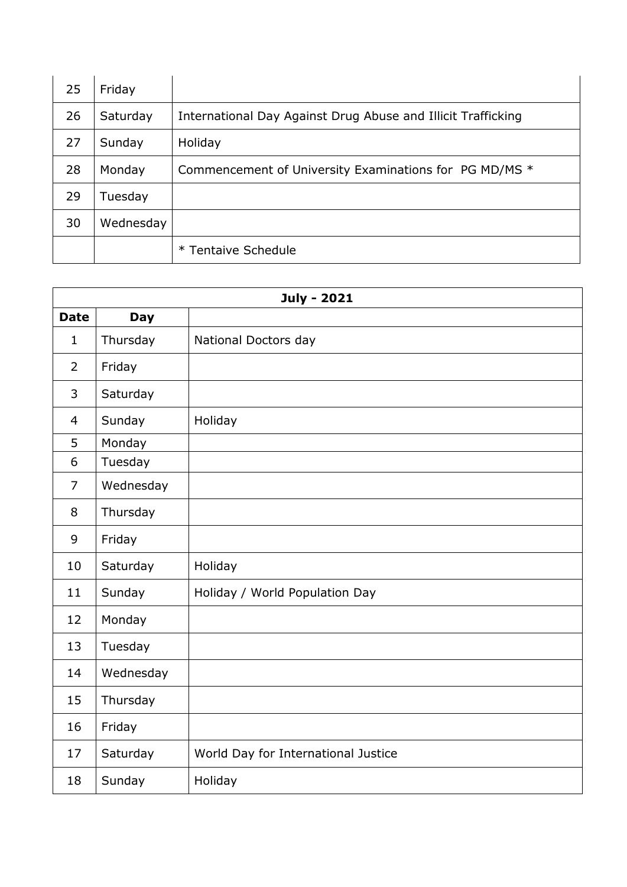| | | |
|---|---|---|
| 25 | Friday | |
| 26 | Saturday | International Day Against Drug Abuse and Illicit Trafficking |
| 27 | Sunday | Holiday |
| 28 | Monday | Commencement of University Examinations for PG MD/MS * |
| 29 | Tuesday | |
| 30 | Wednesday | |
| | | * Tentaive Schedule |

| **July - 2021** | | |
|---|---|---|
| **Date** | **Day** | |
| 1 | Thursday | National Doctors day |
| 2 | Friday | |
| 3 | Saturday | |
| 4 | Sunday | Holiday |
| 5 | Monday | |
| 6 | Tuesday | |
| 7 | Wednesday | |
| 8 | Thursday | |
| 9 | Friday | |
| 10 | Saturday | Holiday |
| 11 | Sunday | Holiday / World Population Day |
| 12 | Monday | |
| 13 | Tuesday | |
| 14 | Wednesday | |
| 15 | Thursday | |
| 16 | Friday | |
| 17 | Saturday | World Day for International Justice |
| 18 | Sunday | Holiday |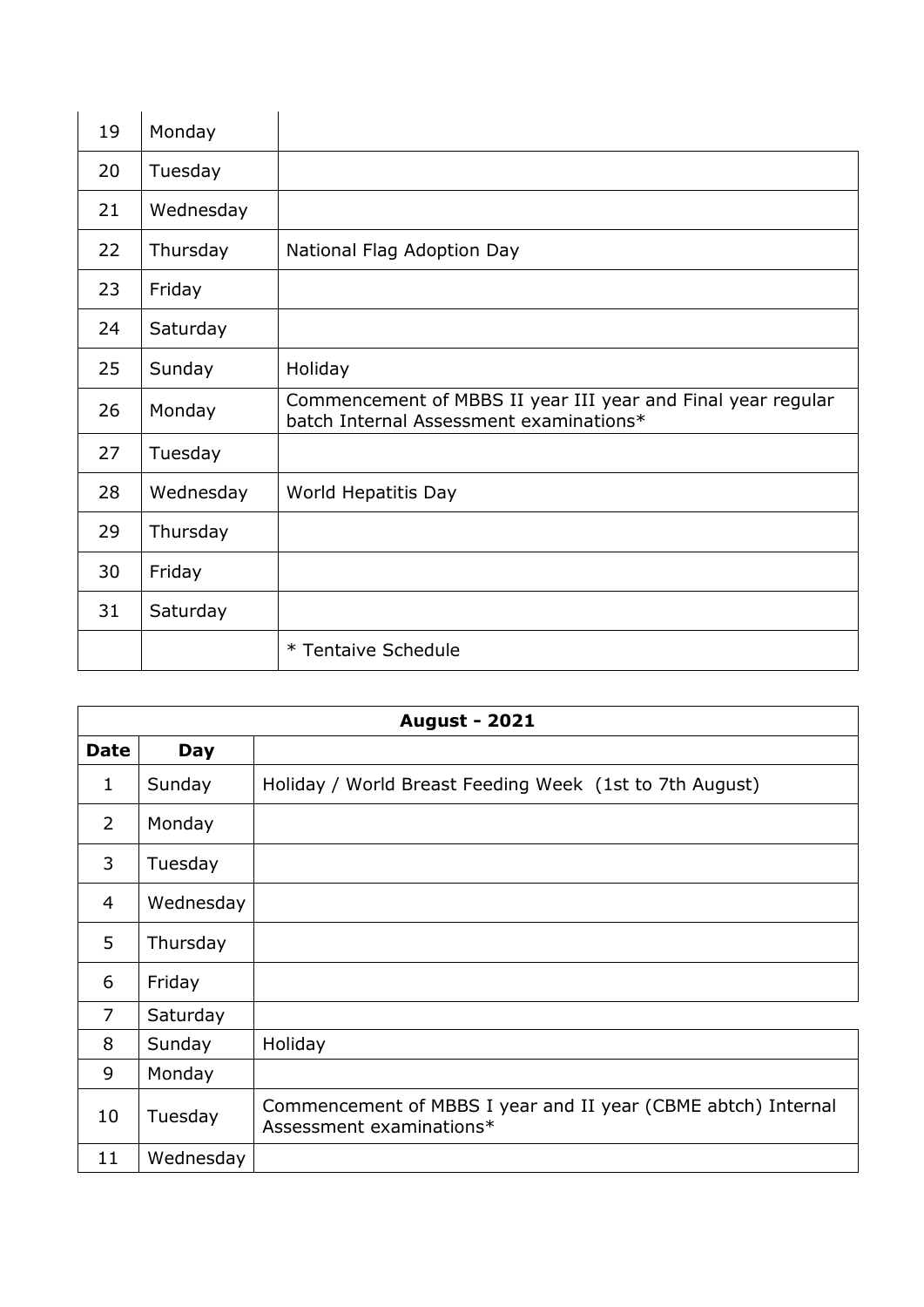| | | |
|---|---|---|
| 19 | Monday | |
| 20 | Tuesday | |
| 21 | Wednesday | |
| 22 | Thursday | National Flag Adoption Day |
| 23 | Friday | |
| 24 | Saturday | |
| 25 | Sunday | Holiday |
| 26 | Monday | Commencement of MBBS II year III year and Final year regular batch Internal Assessment examinations* |
| 27 | Tuesday | |
| 28 | Wednesday | World Hepatitis Day |
| 29 | Thursday | |
| 30 | Friday | |
| 31 | Saturday | |
| | | * Tentaive Schedule |

| **August - 2021** | | |
|---|---|---|
| **Date** | **Day** | |
| 1 | Sunday | Holiday / World Breast Feeding Week (1st to 7th August) |
| 2 | Monday | |
| 3 | Tuesday | |
| 4 | Wednesday | |
| 5 | Thursday | |
| 6 | Friday | |
| 7 | Saturday | |
| 8 | Sunday | Holiday |
| 9 | Monday | |
| 10 | Tuesday | Commencement of MBBS I year and II year (CBME abtch) Internal Assessment examinations* |
| 11 | Wednesday | |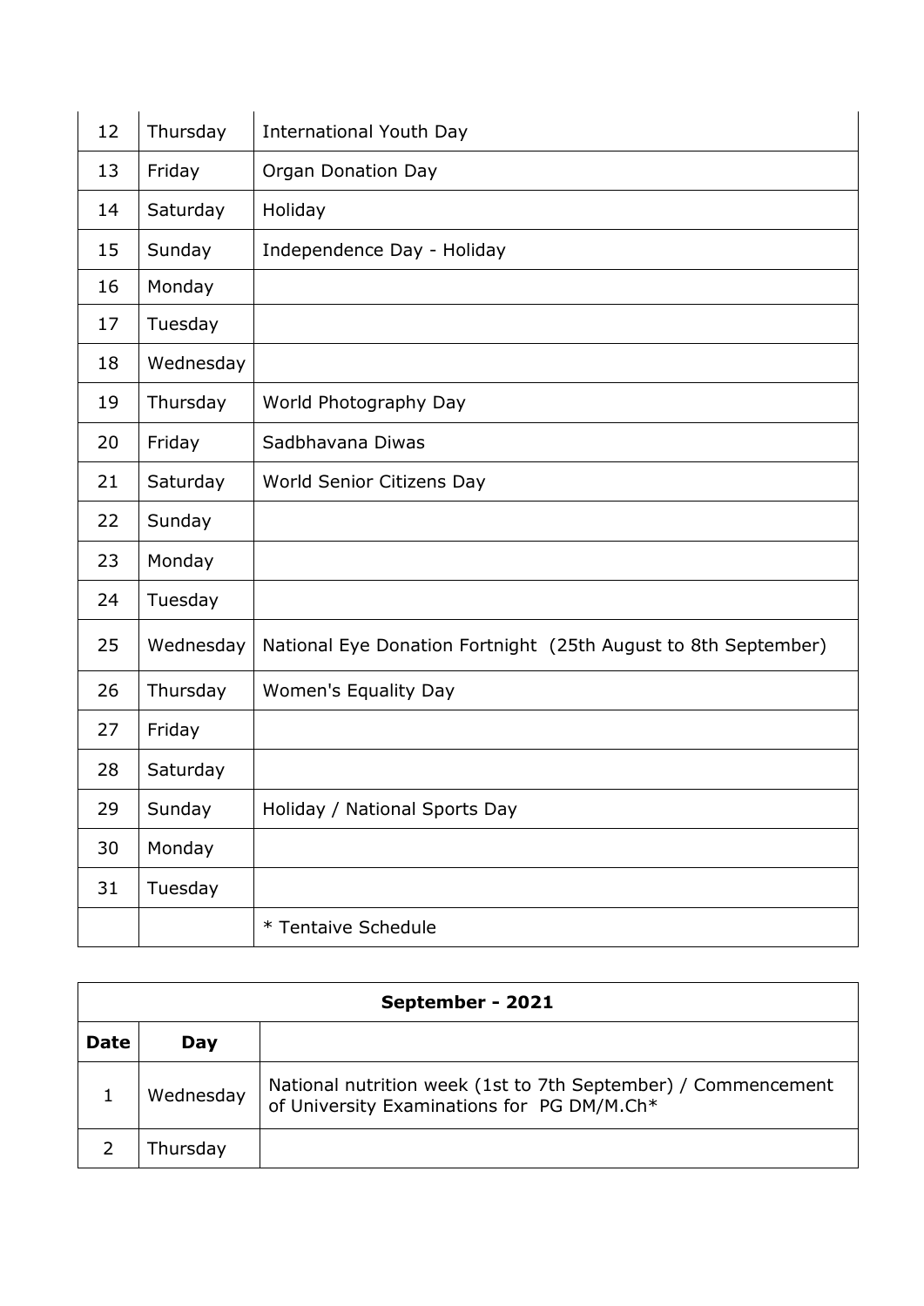| | | |
|---|---|---|
| 12 | Thursday | International Youth Day |
| 13 | Friday | Organ Donation Day |
| 14 | Saturday | Holiday |
| 15 | Sunday | Independence Day - Holiday |
| 16 | Monday | |
| 17 | Tuesday | |
| 18 | Wednesday | |
| 19 | Thursday | World Photography Day |
| 20 | Friday | Sadbhavana Diwas |
| 21 | Saturday | World Senior Citizens Day |
| 22 | Sunday | |
| 23 | Monday | |
| 24 | Tuesday | |
| 25 | Wednesday | National Eye Donation Fortnight (25th August to 8th September) |
| 26 | Thursday | Women's Equality Day |
| 27 | Friday | |
| 28 | Saturday | |
| 29 | Sunday | Holiday / National Sports Day |
| 30 | Monday | |
| 31 | Tuesday | |
| | | * Tentaive Schedule |

| **September - 2021** | | |
|---|---|---|
| **Date** | **Day** | |
| 1 | Wednesday | National nutrition week (1st to 7th September) / Commencement of University Examinations for PG DM/M.Ch* |
| 2 | Thursday | |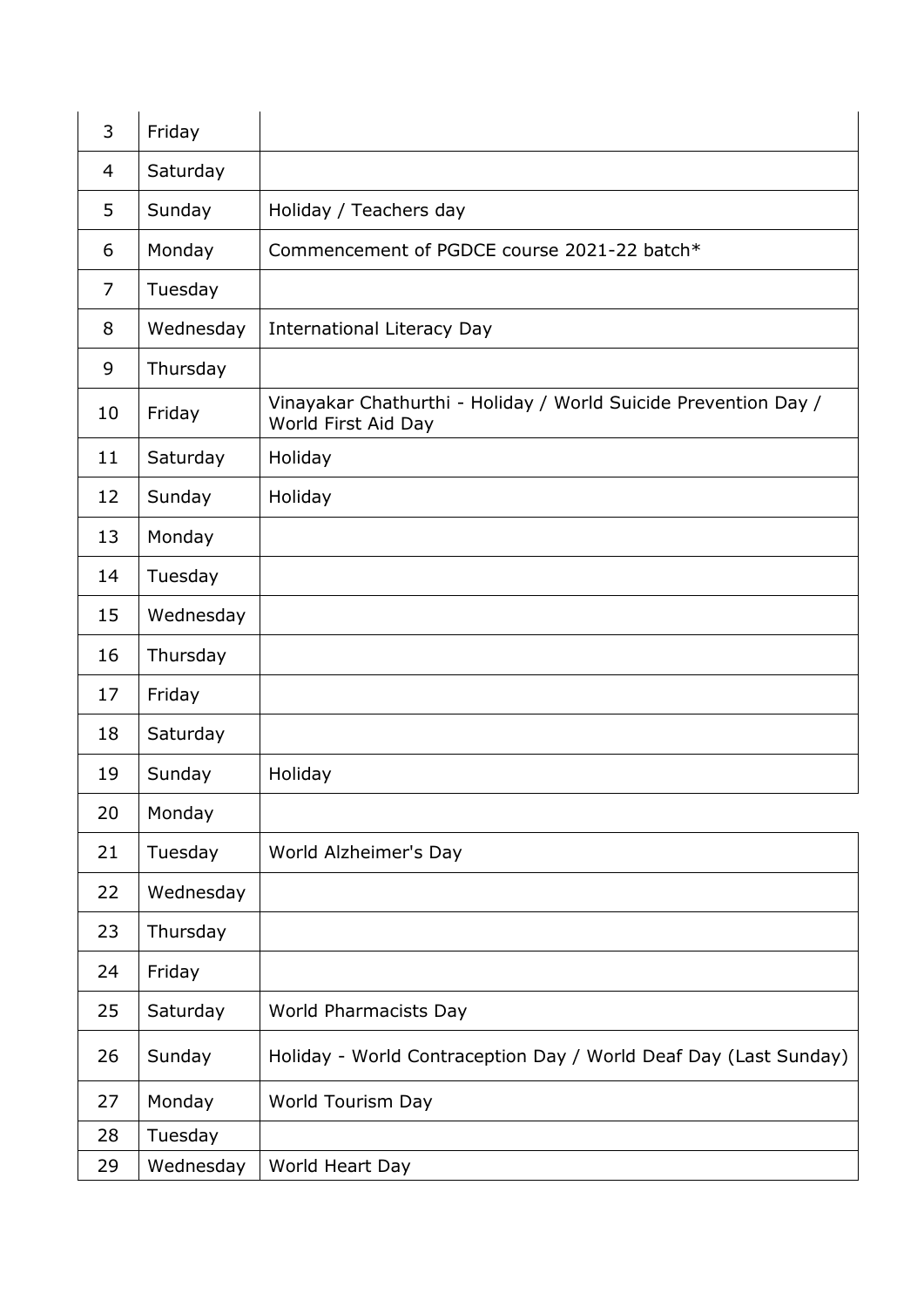| | | |
|---|---|---|
| 3 | Friday | |
| 4 | Saturday | |
| 5 | Sunday | Holiday / Teachers day |
| 6 | Monday | Commencement of PGDCE course 2021-22 batch* |
| 7 | Tuesday | |
| 8 | Wednesday | International Literacy Day |
| 9 | Thursday | |
| 10 | Friday | Vinayakar Chathurthi - Holiday / World Suicide Prevention Day / World First Aid Day |
| 11 | Saturday | Holiday |
| 12 | Sunday | Holiday |
| 13 | Monday | |
| 14 | Tuesday | |
| 15 | Wednesday | |
| 16 | Thursday | |
| 17 | Friday | |
| 18 | Saturday | |
| 19 | Sunday | Holiday |
| 20 | Monday | |
| 21 | Tuesday | World Alzheimer's Day |
| 22 | Wednesday | |
| 23 | Thursday | |
| 24 | Friday | |
| 25 | Saturday | World Pharmacists Day |
| 26 | Sunday | Holiday - World Contraception Day / World Deaf Day (Last Sunday) |
| 27 | Monday | World Tourism Day |
| 28 | Tuesday | |
| 29 | Wednesday | World Heart Day |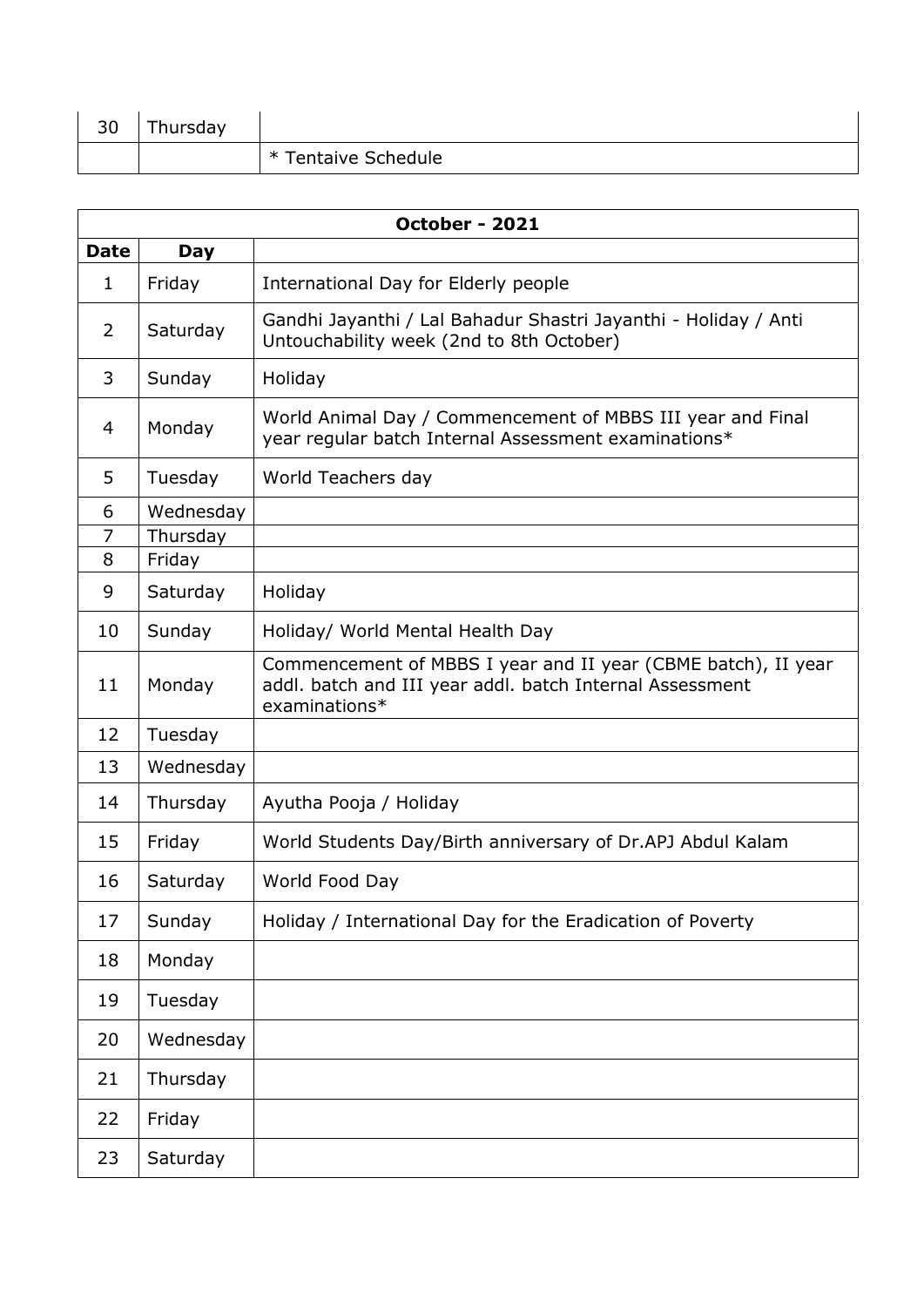| | | |
|---|---|---|
| 30 | Thursday | |
| | | * Tentaive Schedule |

| October - 2021 | | |
|---|---|---|
| **Date** | **Day** | |
| 1 | Friday | International Day for Elderly people |
| 2 | Saturday | Gandhi Jayanthi / Lal Bahadur Shastri Jayanthi - Holiday / Anti Untouchability week (2nd to 8th October) |
| 3 | Sunday | Holiday |
| 4 | Monday | World Animal Day / Commencement of MBBS III year and Final year regular batch Internal Assessment examinations* |
| 5 | Tuesday | World Teachers day |
| 6 | Wednesday | |
| 7 | Thursday | |
| 8 | Friday | |
| 9 | Saturday | Holiday |
| 10 | Sunday | Holiday/ World Mental Health Day |
| 11 | Monday | Commencement of MBBS I year and II year (CBME batch), II year addl. batch and III year addl. batch Internal Assessment examinations* |
| 12 | Tuesday | |
| 13 | Wednesday | |
| 14 | Thursday | Ayutha Pooja / Holiday |
| 15 | Friday | World Students Day/Birth anniversary of Dr.APJ Abdul Kalam |
| 16 | Saturday | World Food Day |
| 17 | Sunday | Holiday / International Day for the Eradication of Poverty |
| 18 | Monday | |
| 19 | Tuesday | |
| 20 | Wednesday | |
| 21 | Thursday | |
| 22 | Friday | |
| 23 | Saturday | |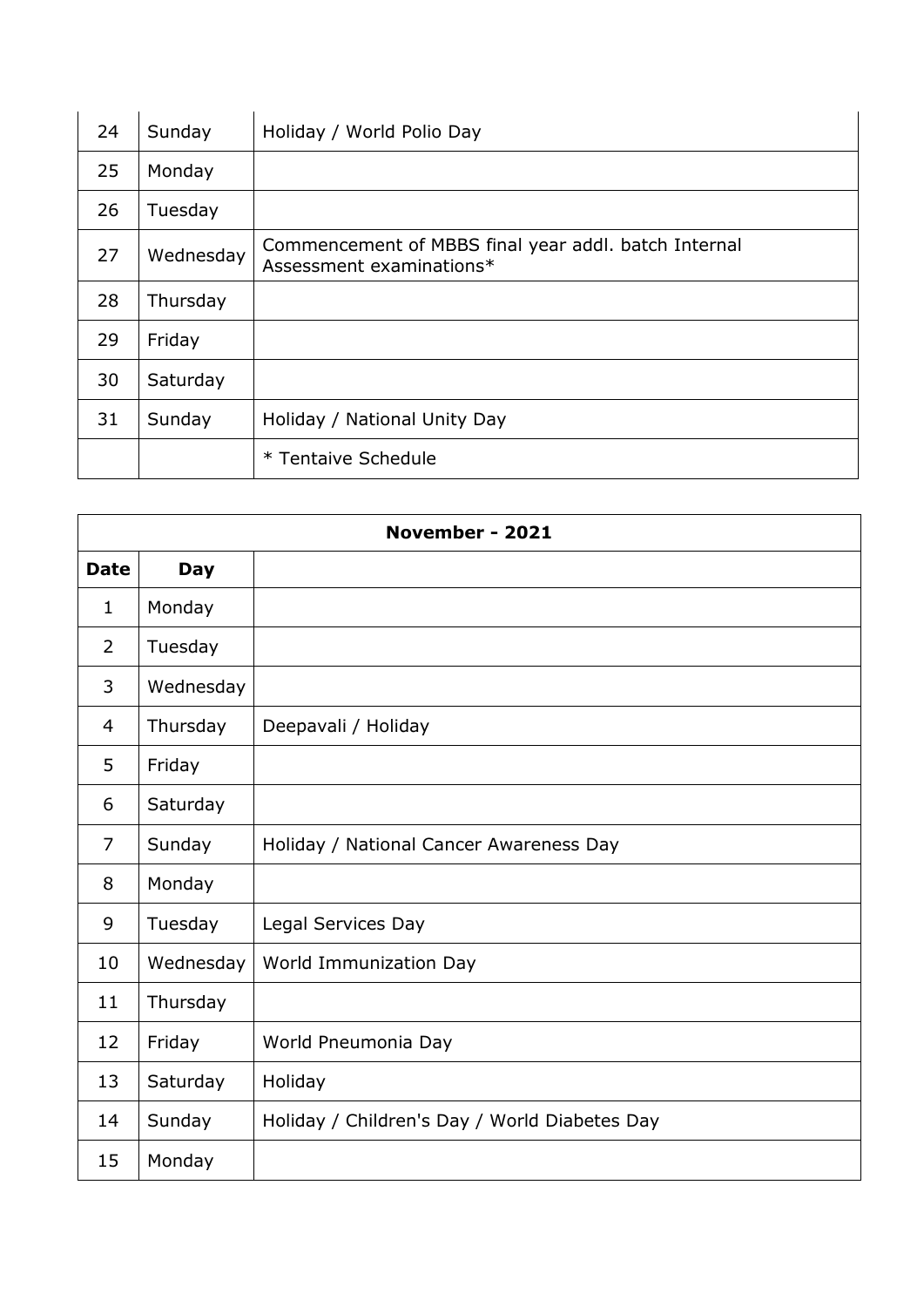| | | |
|---|---|---|
| 24 | Sunday | Holiday / World Polio Day |
| 25 | Monday | |
| 26 | Tuesday | |
| 27 | Wednesday | Commencement of MBBS final year addl. batch Internal Assessment examinations* |
| 28 | Thursday | |
| 29 | Friday | |
| 30 | Saturday | |
| 31 | Sunday | Holiday / National Unity Day |
| | | * Tentaive Schedule |

| **November - 2021** | | |
|---|---|---|
| **Date** | **Day** | |
| 1 | Monday | |
| 2 | Tuesday | |
| 3 | Wednesday | |
| 4 | Thursday | Deepavali / Holiday |
| 5 | Friday | |
| 6 | Saturday | |
| 7 | Sunday | Holiday / National Cancer Awareness Day |
| 8 | Monday | |
| 9 | Tuesday | Legal Services Day |
| 10 | Wednesday | World Immunization Day |
| 11 | Thursday | |
| 12 | Friday | World Pneumonia Day |
| 13 | Saturday | Holiday |
| 14 | Sunday | Holiday / Children's Day / World Diabetes Day |
| 15 | Monday | |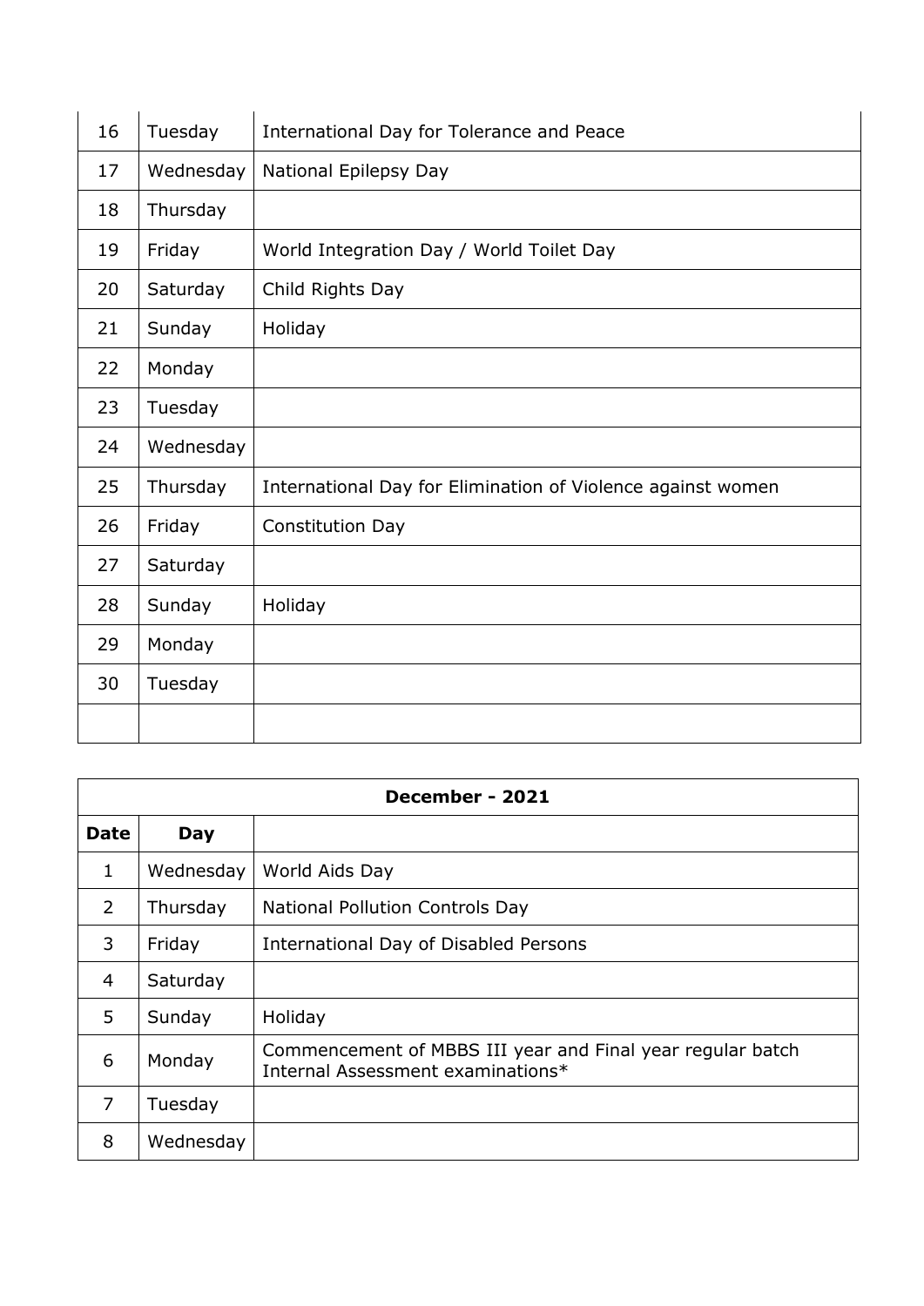| | | |
|---|---|---|
| 16 | Tuesday | International Day for Tolerance and Peace |
| 17 | Wednesday | National Epilepsy Day |
| 18 | Thursday | |
| 19 | Friday | World Integration Day / World Toilet Day |
| 20 | Saturday | Child Rights Day |
| 21 | Sunday | Holiday |
| 22 | Monday | |
| 23 | Tuesday | |
| 24 | Wednesday | |
| 25 | Thursday | International Day for Elimination of Violence against women |
| 26 | Friday | Constitution Day |
| 27 | Saturday | |
| 28 | Sunday | Holiday |
| 29 | Monday | |
| 30 | Tuesday | |
| | | |

| **December - 2021** | | |
|---|---|---|
| **Date** | **Day** | |
| 1 | Wednesday | World Aids Day |
| 2 | Thursday | National Pollution Controls Day |
| 3 | Friday | International Day of Disabled Persons |
| 4 | Saturday | |
| 5 | Sunday | Holiday |
| 6 | Monday | Commencement of MBBS III year and Final year regular batch Internal Assessment examinations* |
| 7 | Tuesday | |
| 8 | Wednesday | |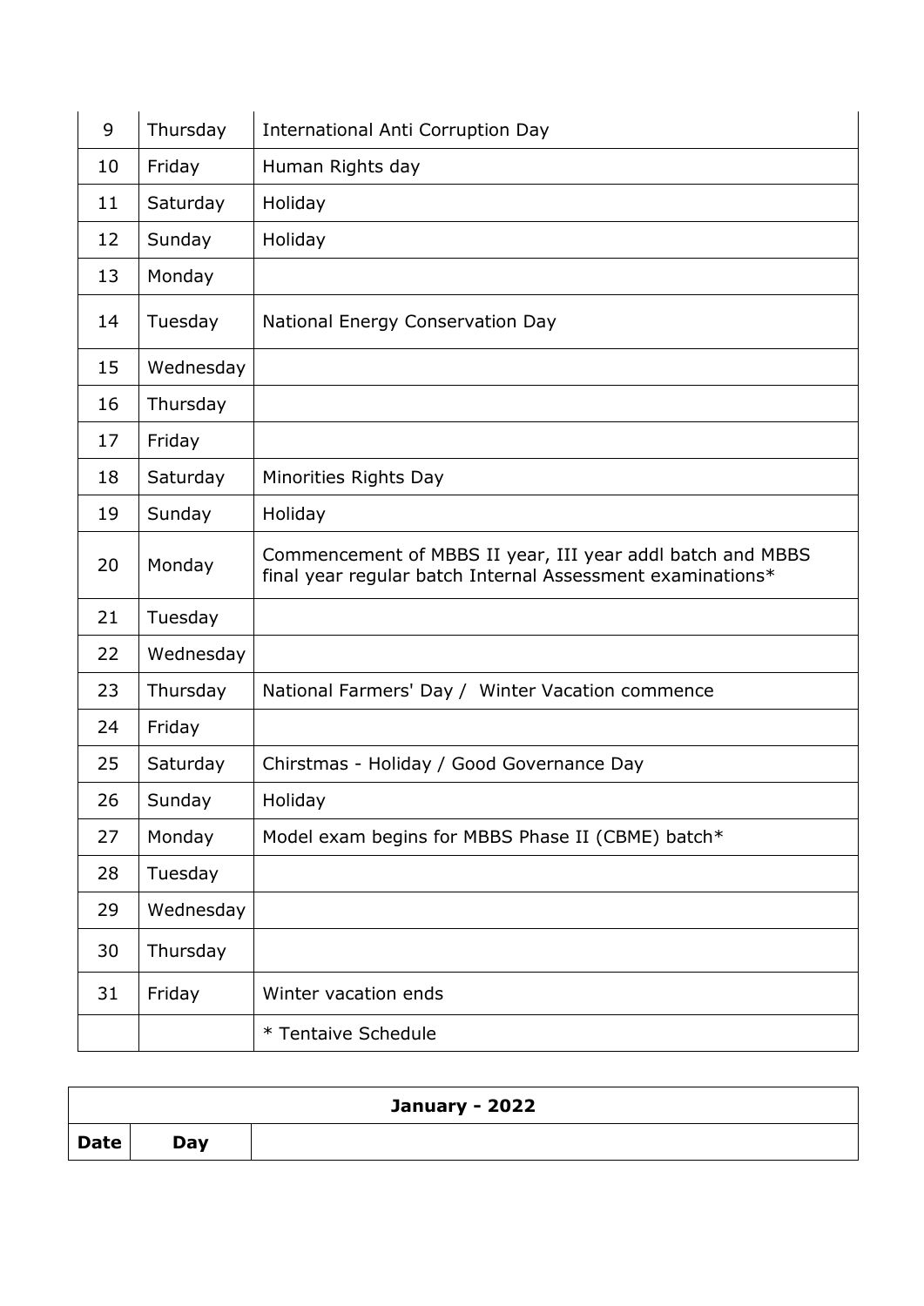| | | |
|---|---|---|
| 9 | Thursday | International Anti Corruption Day |
| 10 | Friday | Human Rights day |
| 11 | Saturday | Holiday |
| 12 | Sunday | Holiday |
| 13 | Monday | |
| 14 | Tuesday | National Energy Conservation Day |
| 15 | Wednesday | |
| 16 | Thursday | |
| 17 | Friday | |
| 18 | Saturday | Minorities Rights Day |
| 19 | Sunday | Holiday |
| 20 | Monday | Commencement of MBBS II year, III year addl batch and MBBS final year regular batch Internal Assessment examinations* |
| 21 | Tuesday | |
| 22 | Wednesday | |
| 23 | Thursday | National Farmers' Day / Winter Vacation commence |
| 24 | Friday | |
| 25 | Saturday | Chirstmas - Holiday / Good Governance Day |
| 26 | Sunday | Holiday |
| 27 | Monday | Model exam begins for MBBS Phase II (CBME) batch* |
| 28 | Tuesday | |
| 29 | Wednesday | |
| 30 | Thursday | |
| 31 | Friday | Winter vacation ends |
| | | * Tentaive Schedule |

| **January - 2022** | | |
|---|---|---|
| **Date** | **Day** | |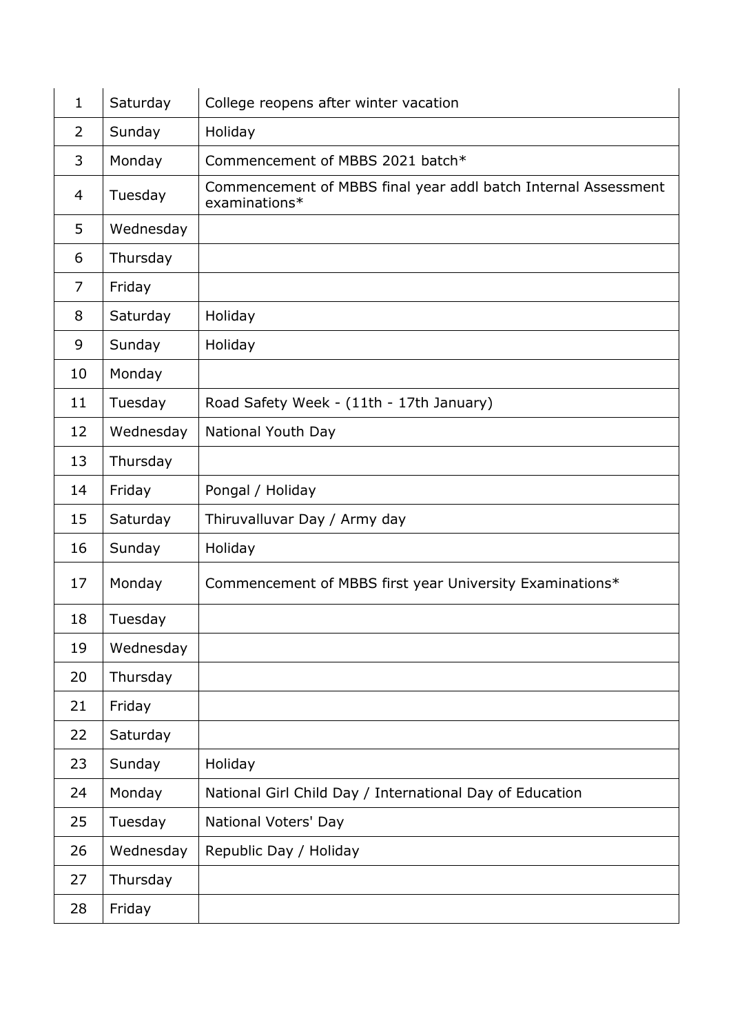| | | |
|---|---|---|
| 1 | Saturday | College reopens after winter vacation |
| 2 | Sunday | Holiday |
| 3 | Monday | Commencement of MBBS 2021 batch* |
| 4 | Tuesday | Commencement of MBBS final year addl batch Internal Assessment examinations* |
| 5 | Wednesday | |
| 6 | Thursday | |
| 7 | Friday | |
| 8 | Saturday | Holiday |
| 9 | Sunday | Holiday |
| 10 | Monday | |
| 11 | Tuesday | Road Safety Week - (11th - 17th January) |
| 12 | Wednesday | National Youth Day |
| 13 | Thursday | |
| 14 | Friday | Pongal / Holiday |
| 15 | Saturday | Thiruvalluvar Day / Army day |
| 16 | Sunday | Holiday |
| 17 | Monday | Commencement of MBBS first year University Examinations* |
| 18 | Tuesday | |
| 19 | Wednesday | |
| 20 | Thursday | |
| 21 | Friday | |
| 22 | Saturday | |
| 23 | Sunday | Holiday |
| 24 | Monday | National Girl Child Day / International Day of Education |
| 25 | Tuesday | National Voters' Day |
| 26 | Wednesday | Republic Day / Holiday |
| 27 | Thursday | |
| 28 | Friday | |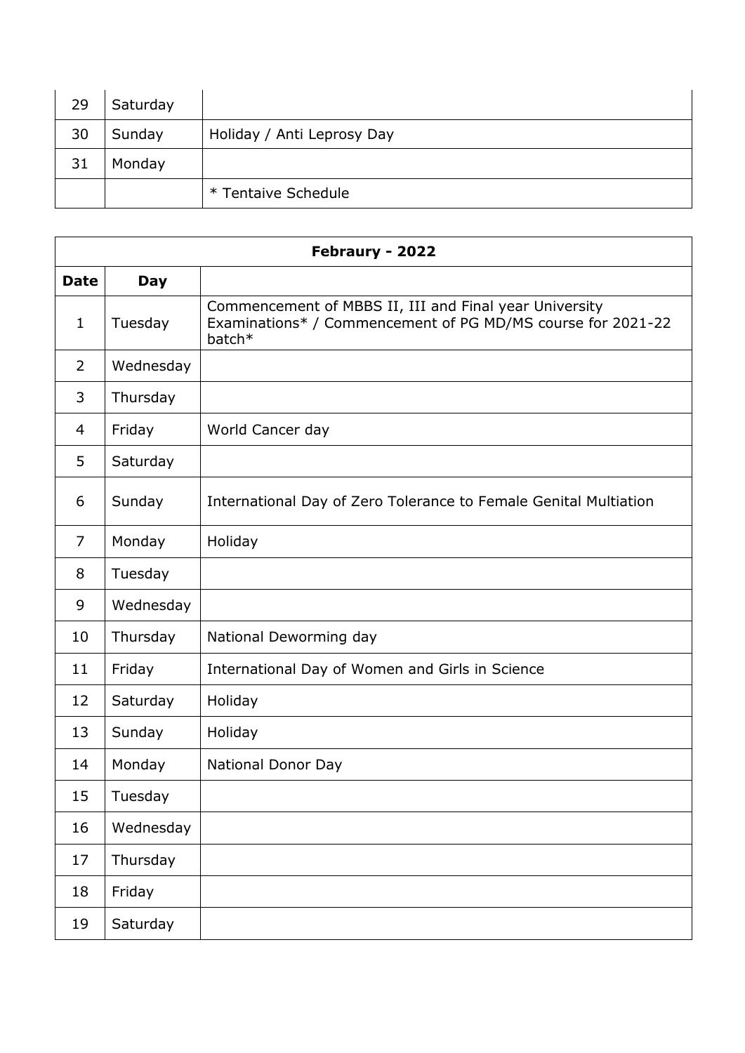| | | |
|---|---|---|
| 29 | Saturday | |
| 30 | Sunday | Holiday / Anti Leprosy Day |
| 31 | Monday | |
| | | * Tentaive Schedule |

| Febraury - 2022 | | |
|---|---|---|
| **Date** | **Day** | |
| 1 | Tuesday | Commencement of MBBS II, III and Final year University Examinations* / Commencement of PG MD/MS course for 2021-22 batch* |
| 2 | Wednesday | |
| 3 | Thursday | |
| 4 | Friday | World Cancer day |
| 5 | Saturday | |
| 6 | Sunday | International Day of Zero Tolerance to Female Genital Multiation |
| 7 | Monday | Holiday |
| 8 | Tuesday | |
| 9 | Wednesday | |
| 10 | Thursday | National Deworming day |
| 11 | Friday | International Day of Women and Girls in Science |
| 12 | Saturday | Holiday |
| 13 | Sunday | Holiday |
| 14 | Monday | National Donor Day |
| 15 | Tuesday | |
| 16 | Wednesday | |
| 17 | Thursday | |
| 18 | Friday | |
| 19 | Saturday | |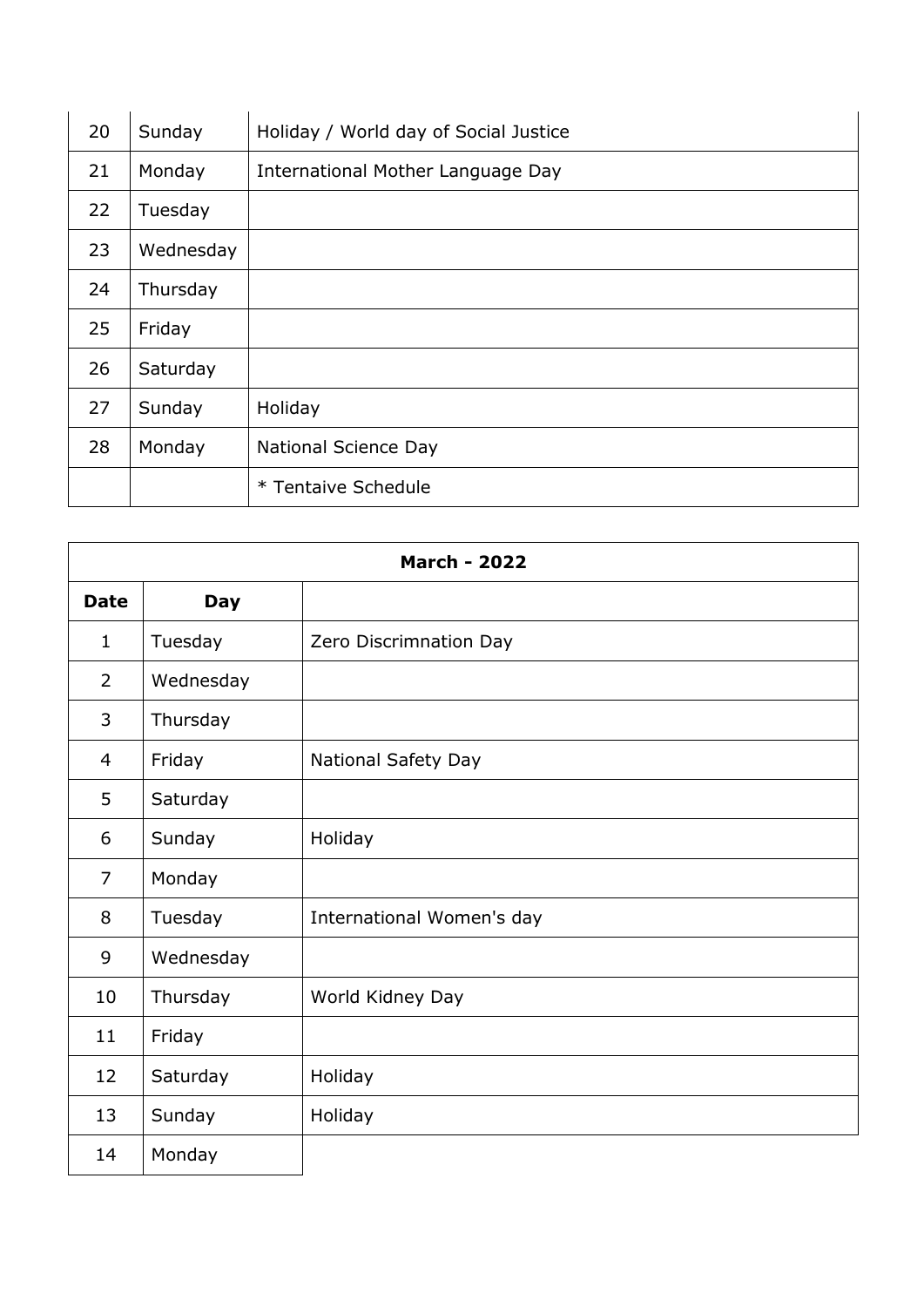| | | |
|---|---|---|
| 20 | Sunday | Holiday / World day of Social Justice |
| 21 | Monday | International Mother Language Day |
| 22 | Tuesday | |
| 23 | Wednesday | |
| 24 | Thursday | |
| 25 | Friday | |
| 26 | Saturday | |
| 27 | Sunday | Holiday |
| 28 | Monday | National Science Day |
| | | * Tentaive Schedule |

| **March - 2022** | | |
|---|---|---|
| **Date** | **Day** | |
| 1 | Tuesday | Zero Discrimnation Day |
| 2 | Wednesday | |
| 3 | Thursday | |
| 4 | Friday | National Safety Day |
| 5 | Saturday | |
| 6 | Sunday | Holiday |
| 7 | Monday | |
| 8 | Tuesday | International Women's day |
| 9 | Wednesday | |
| 10 | Thursday | World Kidney Day |
| 11 | Friday | |
| 12 | Saturday | Holiday |
| 13 | Sunday | Holiday |
| 14 | Monday | |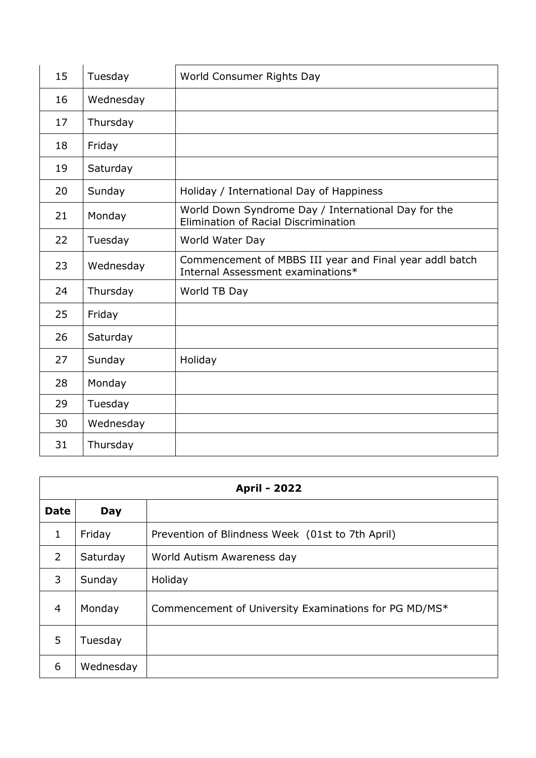| | | |
|---|---|---|
| 15 | Tuesday | World Consumer Rights Day |
| 16 | Wednesday | |
| 17 | Thursday | |
| 18 | Friday | |
| 19 | Saturday | |
| 20 | Sunday | Holiday / International Day of Happiness |
| 21 | Monday | World Down Syndrome Day / International Day for the Elimination of Racial Discrimination |
| 22 | Tuesday | World Water Day |
| 23 | Wednesday | Commencement of MBBS III year and Final year addl batch Internal Assessment examinations* |
| 24 | Thursday | World TB Day |
| 25 | Friday | |
| 26 | Saturday | |
| 27 | Sunday | Holiday |
| 28 | Monday | |
| 29 | Tuesday | |
| 30 | Wednesday | |
| 31 | Thursday | |

| **April - 2022** | | |
|---|---|---|
| **Date** | **Day** | |
| 1 | Friday | Prevention of Blindness Week (01st to 7th April) |
| 2 | Saturday | World Autism Awareness day |
| 3 | Sunday | Holiday |
| 4 | Monday | Commencement of University Examinations for PG MD/MS* |
| 5 | Tuesday | |
| 6 | Wednesday | |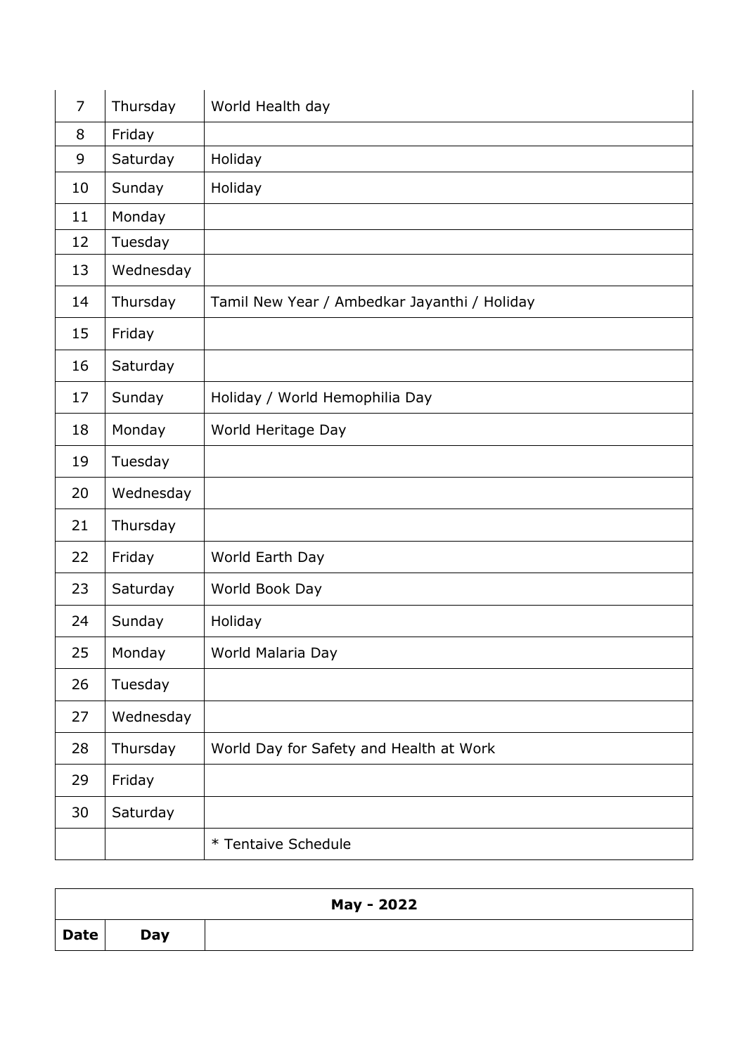| | | |
|---|---|---|
| 7 | Thursday | World Health day |
| 8 | Friday | |
| 9 | Saturday | Holiday |
| 10 | Sunday | Holiday |
| 11 | Monday | |
| 12 | Tuesday | |
| 13 | Wednesday | |
| 14 | Thursday | Tamil New Year / Ambedkar Jayanthi / Holiday |
| 15 | Friday | |
| 16 | Saturday | |
| 17 | Sunday | Holiday / World Hemophilia Day |
| 18 | Monday | World Heritage Day |
| 19 | Tuesday | |
| 20 | Wednesday | |
| 21 | Thursday | |
| 22 | Friday | World Earth Day |
| 23 | Saturday | World Book Day |
| 24 | Sunday | Holiday |
| 25 | Monday | World Malaria Day |
| 26 | Tuesday | |
| 27 | Wednesday | |
| 28 | Thursday | World Day for Safety and Health at Work |
| 29 | Friday | |
| 30 | Saturday | |
| | | * Tentaive Schedule |

| **May - 2022** | | |
|---|---|---|
| **Date** | **Day** | |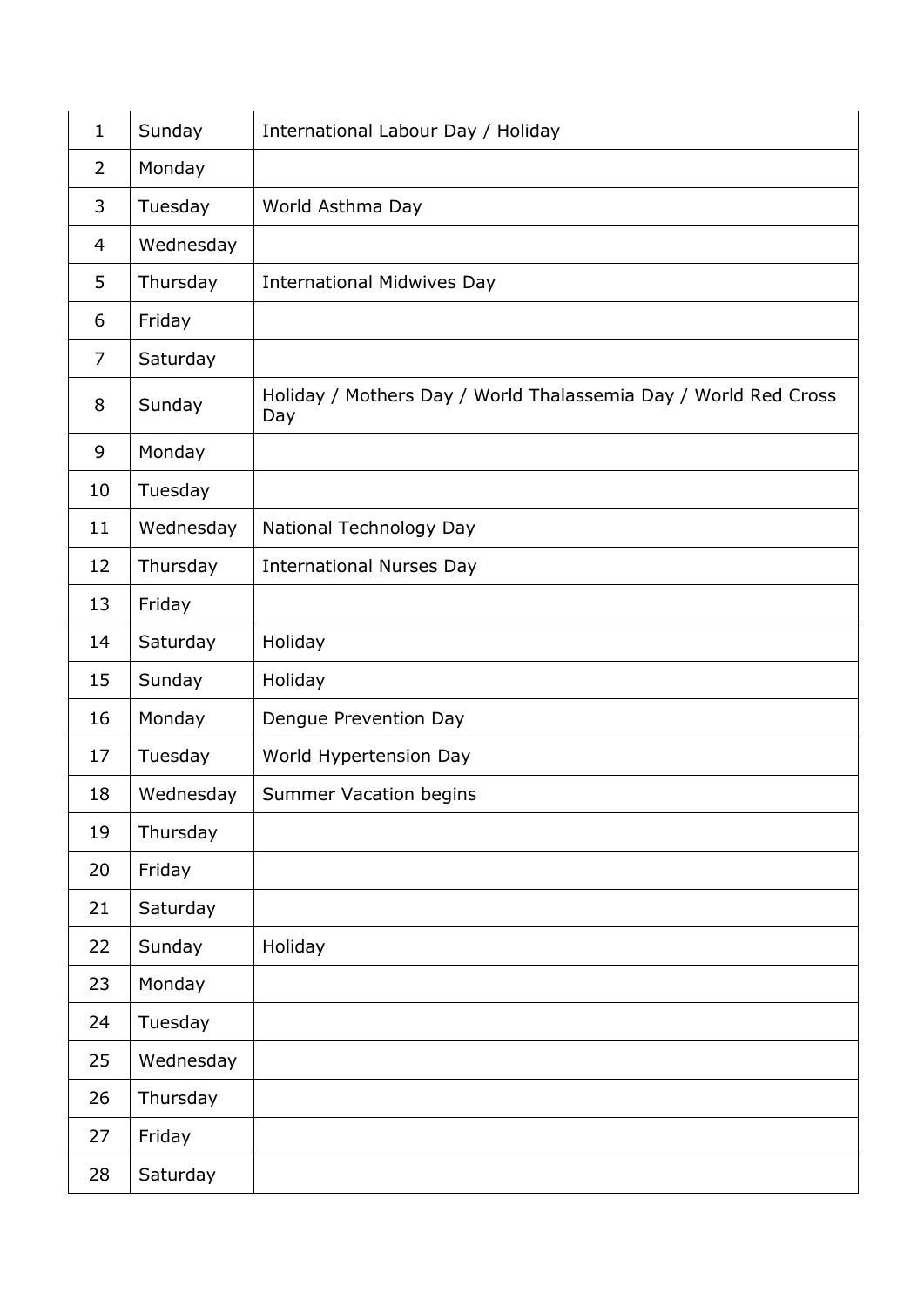| | | |
|---|---|---|
| 1 | Sunday | International Labour Day / Holiday |
| 2 | Monday | |
| 3 | Tuesday | World Asthma Day |
| 4 | Wednesday | |
| 5 | Thursday | International Midwives Day |
| 6 | Friday | |
| 7 | Saturday | |
| 8 | Sunday | Holiday / Mothers Day / World Thalassemia Day / World Red Cross Day |
| 9 | Monday | |
| 10 | Tuesday | |
| 11 | Wednesday | National Technology Day |
| 12 | Thursday | International Nurses Day |
| 13 | Friday | |
| 14 | Saturday | Holiday |
| 15 | Sunday | Holiday |
| 16 | Monday | Dengue Prevention Day |
| 17 | Tuesday | World Hypertension Day |
| 18 | Wednesday | Summer Vacation begins |
| 19 | Thursday | |
| 20 | Friday | |
| 21 | Saturday | |
| 22 | Sunday | Holiday |
| 23 | Monday | |
| 24 | Tuesday | |
| 25 | Wednesday | |
| 26 | Thursday | |
| 27 | Friday | |
| 28 | Saturday | |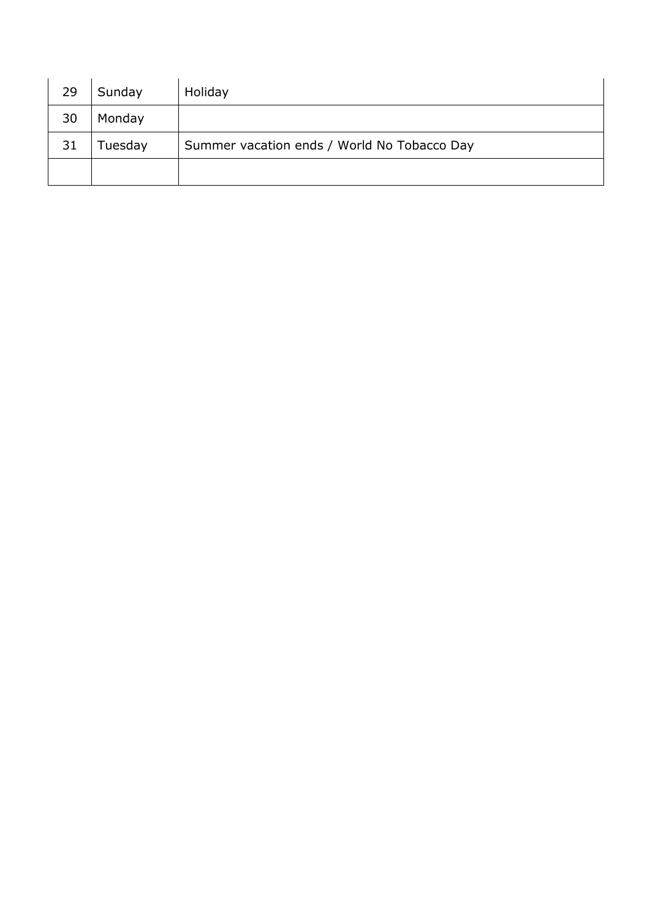| | | |
|---|---|---|
| 29 | Sunday | Holiday |
| 30 | Monday | |
| 31 | Tuesday | Summer vacation ends / World No Tobacco Day |
| | | |